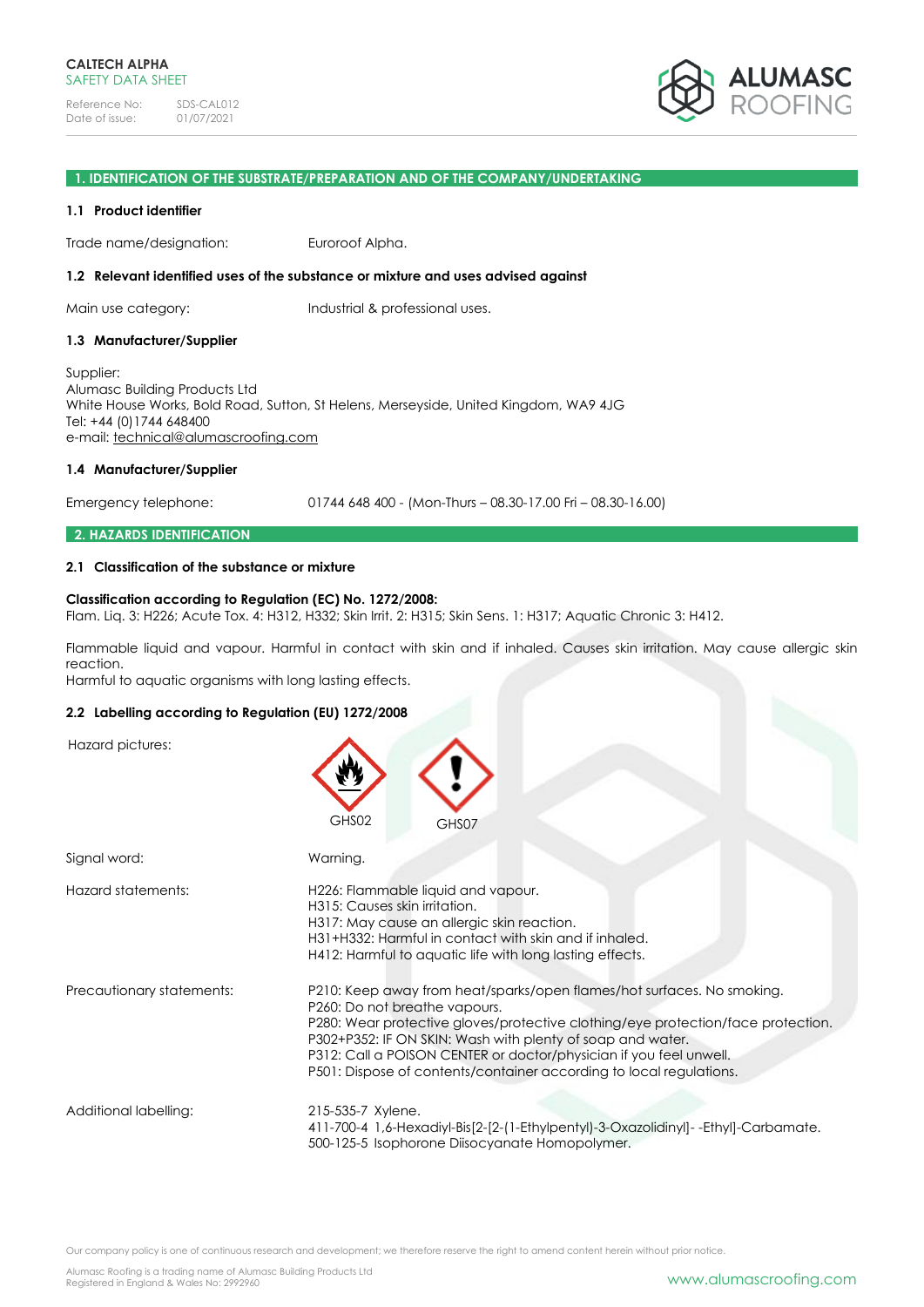CALTECH ALPHA
SAFETY DATA SHEET

Reference No: SDS-CAL012
Date of issue: 01/07/2021

ALUMASC ROOFING

## 1. IDENTIFICATION OF THE SUBSTRATE/PREPARATION AND OF THE COMPANY/UNDERTAKING

### 1.1 Product identifier

Trade name/designation: Euroroof Alpha.

### 1.2 Relevant identified uses of the substance or mixture and uses advised against

Main use category: Industrial & professional uses.

### 1.3 Manufacturer/Supplier

Supplier:
Alumasc Building Products Ltd
White House Works, Bold Road, Sutton, St Helens, Merseyside, United Kingdom, WA9 4JG
Tel: +44 (0)1744 648400
e-mail: technical@alumascroofing.com

### 1.4 Manufacturer/Supplier

Emergency telephone: 01744 648 400 - (Mon-Thurs – 08.30-17.00 Fri – 08.30-16.00)

## 2. HAZARDS IDENTIFICATION

### 2.1 Classification of the substance or mixture

**Classification according to Regulation (EC) No. 1272/2008:**
Flam. Liq. 3: H226; Acute Tox. 4: H312, H332; Skin Irrit. 2: H315; Skin Sens. 1: H317; Aquatic Chronic 3: H412.

Flammable liquid and vapour. Harmful in contact with skin and if inhaled. Causes skin irritation. May cause allergic skin reaction.
Harmful to aquatic organisms with long lasting effects.

### 2.2 Labelling according to Regulation (EU) 1272/2008

Hazard pictures: GHS02 GHS07

Signal word: Warning.

Hazard statements:
H226: Flammable liquid and vapour.
H315: Causes skin irritation.
H317: May cause an allergic skin reaction.
H31+H332: Harmful in contact with skin and if inhaled.
H412: Harmful to aquatic life with long lasting effects.

Precautionary statements:
P210: Keep away from heat/sparks/open flames/hot surfaces. No smoking.
P260: Do not breathe vapours.
P280: Wear protective gloves/protective clothing/eye protection/face protection.
P302+P352: IF ON SKIN: Wash with plenty of soap and water.
P312: Call a POISON CENTER or doctor/physician if you feel unwell.
P501: Dispose of contents/container according to local regulations.

Additional labelling:
215-535-7 Xylene.
411-700-4 1,6-Hexadiyl-Bis[2-[2-(1-Ethylpentyl)-3-Oxazolidinyl]- -Ethyl]-Carbamate.
500-125-5 Isophorone Diisocyanate Homopolymer.

Our company policy is one of continuous research and development; we therefore reserve the right to amend content herein without prior notice.

Alumasc Roofing is a trading name of Alumasc Building Products Ltd
Registered in England & Wales No: 2992960

www.alumascroofing.com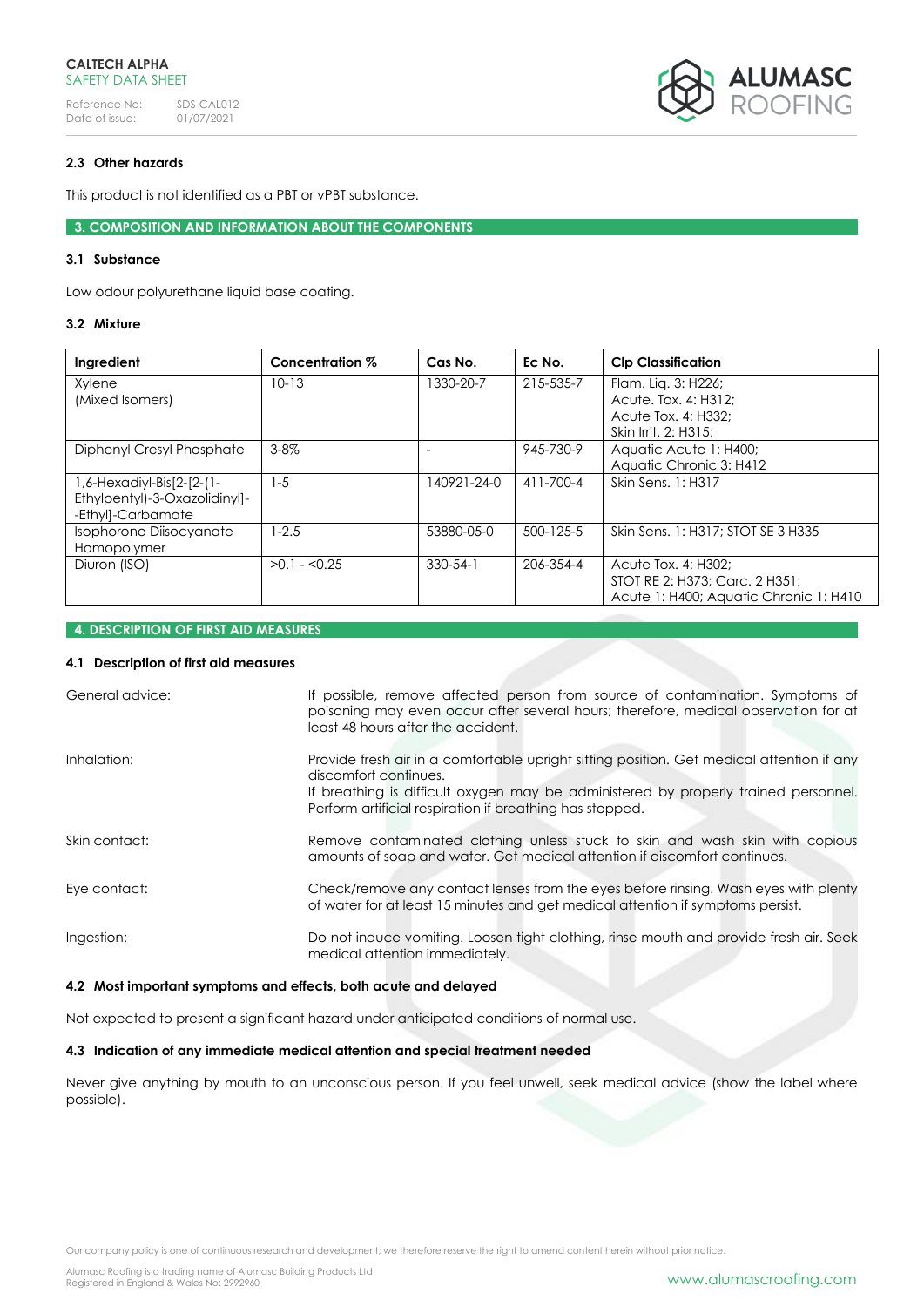### 2.3 Other hazards

This product is not identified as a PBT or vPBT substance.

## 3. COMPOSITION AND INFORMATION ABOUT THE COMPONENTS

### 3.1 Substance

Low odour polyurethane liquid base coating.

### 3.2 Mixture

| Ingredient | Concentration % | Cas No. | Ec No. | Clp Classification |
|---|---|---|---|---|
| Xylene (Mixed Isomers) | 10-13 | 1330-20-7 | 215-535-7 | Flam. Liq. 3: H226; Acute. Tox. 4: H312; Acute Tox. 4: H332; Skin Irrit. 2: H315; |
| Diphenyl Cresyl Phosphate | 3-8% | - | 945-730-9 | Aquatic Acute 1: H400; Aquatic Chronic 3: H412 |
| 1,6-Hexadiyl-Bis[2-[2-(1-Ethylpentyl)-3-Oxazolidinyl]-Ethyl]-Carbamate | 1-5 | 140921-24-0 | 411-700-4 | Skin Sens. 1: H317 |
| Isophorone Diisocyanate Homopolymer | 1-2.5 | 53880-05-0 | 500-125-5 | Skin Sens. 1: H317; STOT SE 3 H335 |
| Diuron (ISO) | >0.1 - <0.25 | 330-54-1 | 206-354-4 | Acute Tox. 4: H302; STOT RE 2: H373; Carc. 2 H351; Acute 1: H400; Aquatic Chronic 1: H410 |

## 4. DESCRIPTION OF FIRST AID MEASURES

### 4.1 Description of first aid measures

**General advice:** If possible, remove affected person from source of contamination. Symptoms of poisoning may even occur after several hours; therefore, medical observation for at least 48 hours after the accident.

**Inhalation:** Provide fresh air in a comfortable upright sitting position. Get medical attention if any discomfort continues.
If breathing is difficult oxygen may be administered by properly trained personnel. Perform artificial respiration if breathing has stopped.

**Skin contact:** Remove contaminated clothing unless stuck to skin and wash skin with copious amounts of soap and water. Get medical attention if discomfort continues.

**Eye contact:** Check/remove any contact lenses from the eyes before rinsing. Wash eyes with plenty of water for at least 15 minutes and get medical attention if symptoms persist.

**Ingestion:** Do not induce vomiting. Loosen tight clothing, rinse mouth and provide fresh air. Seek medical attention immediately.

### 4.2 Most important symptoms and effects, both acute and delayed

Not expected to present a significant hazard under anticipated conditions of normal use.

### 4.3 Indication of any immediate medical attention and special treatment needed

Never give anything by mouth to an unconscious person. If you feel unwell, seek medical advice (show the label where possible).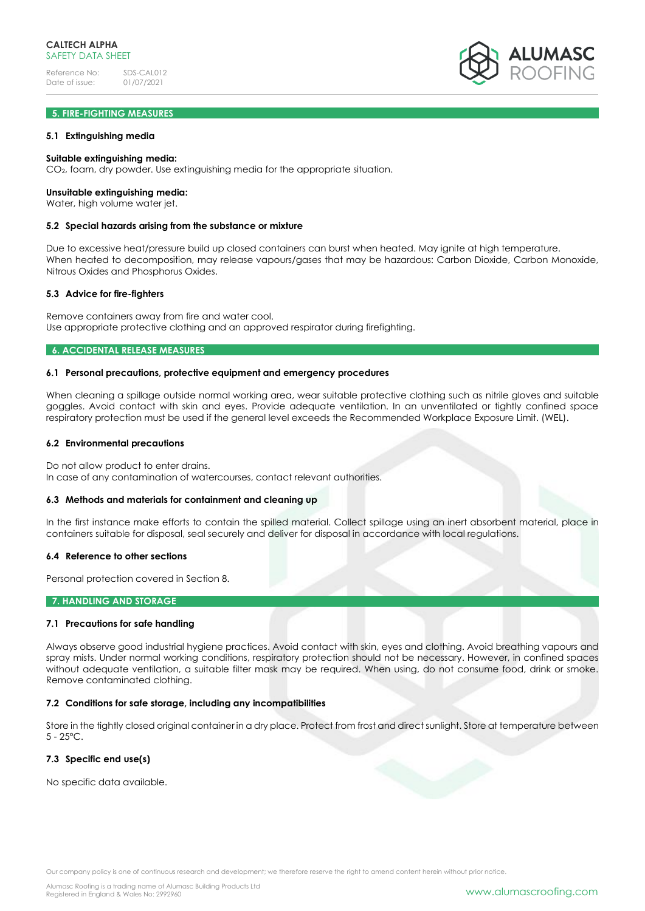## 5. FIRE-FIGHTING MEASURES

### 5.1 Extinguishing media

**Suitable extinguishing media:**
$CO_2$, foam, dry powder. Use extinguishing media for the appropriate situation.

**Unsuitable extinguishing media:**
Water, high volume water jet.

### 5.2 Special hazards arising from the substance or mixture

Due to excessive heat/pressure build up closed containers can burst when heated. May ignite at high temperature.
When heated to decomposition, may release vapours/gases that may be hazardous: Carbon Dioxide, Carbon Monoxide, Nitrous Oxides and Phosphorus Oxides.

### 5.3 Advice for fire-fighters

Remove containers away from fire and water cool.
Use appropriate protective clothing and an approved respirator during firefighting.

## 6. ACCIDENTAL RELEASE MEASURES

### 6.1 Personal precautions, protective equipment and emergency procedures

When cleaning a spillage outside normal working area, wear suitable protective clothing such as nitrile gloves and suitable goggles. Avoid contact with skin and eyes. Provide adequate ventilation. In an unventilated or tightly confined space respiratory protection must be used if the general level exceeds the Recommended Workplace Exposure Limit. (WEL).

### 6.2 Environmental precautions

Do not allow product to enter drains.
In case of any contamination of watercourses, contact relevant authorities.

### 6.3 Methods and materials for containment and cleaning up

In the first instance make efforts to contain the spilled material. Collect spillage using an inert absorbent material, place in containers suitable for disposal, seal securely and deliver for disposal in accordance with local regulations.

### 6.4 Reference to other sections

Personal protection covered in Section 8.

## 7. HANDLING AND STORAGE

### 7.1 Precautions for safe handling

Always observe good industrial hygiene practices. Avoid contact with skin, eyes and clothing. Avoid breathing vapours and spray mists. Under normal working conditions, respiratory protection should not be necessary. However, in confined spaces without adequate ventilation, a suitable filter mask may be required. When using, do not consume food, drink or smoke. Remove contaminated clothing.

### 7.2 Conditions for safe storage, including any incompatibilities

Store in the tightly closed original container in a dry place. Protect from frost and direct sunlight. Store at temperature between 5 - 25°C.

### 7.3 Specific end use(s)

No specific data available.

Our company policy is one of continuous research and development; we therefore reserve the right to amend content herein without prior notice.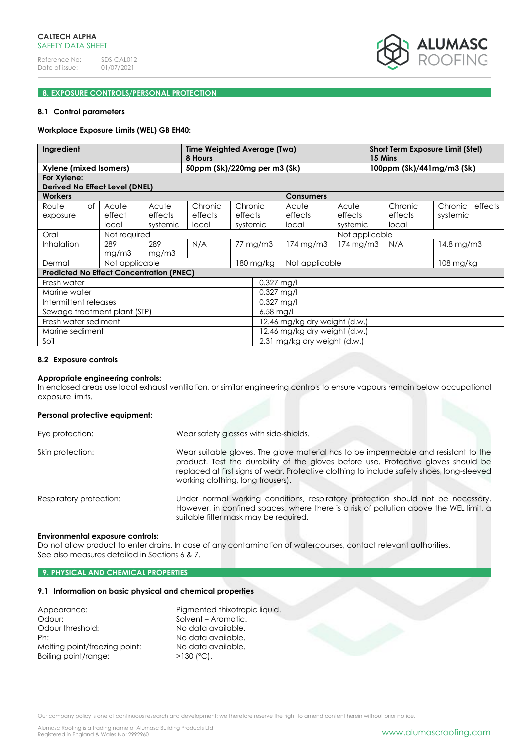## 8. EXPOSURE CONTROLS/PERSONAL PROTECTION

### 8.1 Control parameters

**Workplace Exposure Limits (WEL) GB EH40:**

| Ingredient | | | | Time Weighted Average (Twa) 8 Hours | | | Short Term Exposure Limit (Stel) 15 Mins | |
|---|---|---|---|---|---|---|---|---|
| **Xylene (mixed Isomers)** | | | | **50ppm (Sk)/220mg per m3 (Sk)** | | | **100ppm (Sk)/441mg/m3 (Sk)** | |
| **For Xylene: Derived No Effect Level (DNEL)** | | | | | | | | |
| **Workers** | | | | | **Consumers** | | | |
| Route of exposure | Acute effect local | Acute effects systemic | Chronic effects local | Chronic effects systemic | Acute effects local | Acute effects systemic | Chronic effects local | Chronic effects systemic |
| Oral | Not required | | | | | Not applicable | | |
| Inhalation | 289 mg/m3 | 289 mg/m3 | N/A | 77 mg/m3 | 174 mg/m3 | 174 mg/m3 | N/A | 14.8 mg/m3 |
| Dermal | Not applicable | | | 180 mg/kg | Not applicable | | | 108 mg/kg |

| **Predicted No Effect Concentration (PNEC)** | |
|---|---|
| Fresh water | 0.327 mg/l |
| Marine water | 0.327 mg/l |
| Intermittent releases | 0.327 mg/l |
| Sewage treatment plant (STP) | 6.58 mg/l |
| Fresh water sediment | 12.46 mg/kg dry weight (d.w.) |
| Marine sediment | 12.46 mg/kg dry weight (d.w.) |
| Soil | 2.31 mg/kg dry weight (d.w.) |

### 8.2 Exposure controls

**Appropriate engineering controls:**
In enclosed areas use local exhaust ventilation, or similar engineering controls to ensure vapours remain below occupational exposure limits.

**Personal protective equipment:**

Eye protection: Wear safety glasses with side-shields.

Skin protection: Wear suitable gloves. The glove material has to be impermeable and resistant to the product. Test the durability of the gloves before use. Protective gloves should be replaced at first signs of wear. Protective clothing to include safety shoes, long-sleeved working clothing, long trousers).

Respiratory protection: Under normal working conditions, respiratory protection should not be necessary. However, in confined spaces, where there is a risk of pollution above the WEL limit, a suitable filter mask may be required.

**Environmental exposure controls:**
Do not allow product to enter drains. In case of any contamination of watercourses, contact relevant authorities.
See also measures detailed in Sections 6 & 7.

## 9. PHYSICAL AND CHEMICAL PROPERTIES

### 9.1 Information on basic physical and chemical properties

Appearance: Pigmented thixotropic liquid.
Odour: Solvent – Aromatic.
Odour threshold: No data available.
Ph: No data available.
Melting point/freezing point: No data available.
Boiling point/range: >130 (°C).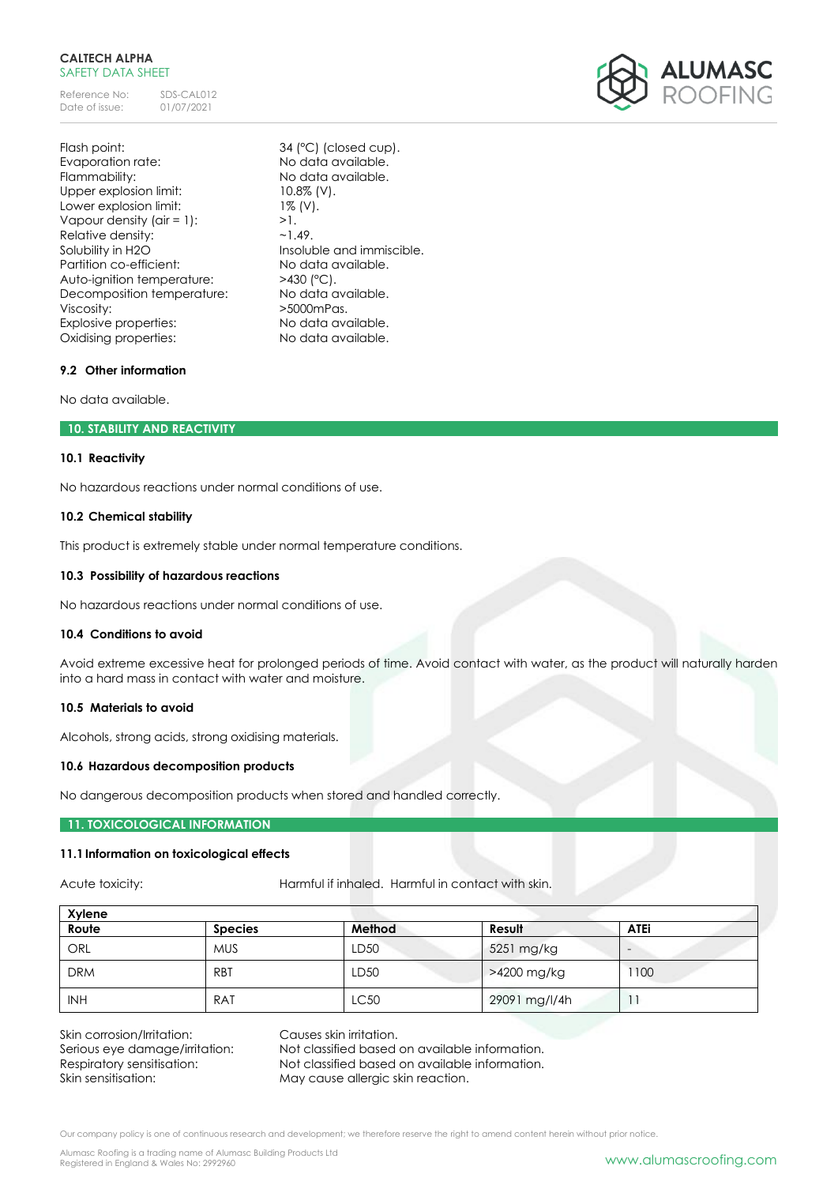| | |
|---|---|
| Flash point: | 34 (°C) (closed cup). |
| Evaporation rate: | No data available. |
| Flammability: | No data available. |
| Upper explosion limit: | 10.8% (V). |
| Lower explosion limit: | 1% (V). |
| Vapour density (air = 1): | >1. |
| Relative density: | ~1.49. |
| Solubility in H2O | Insoluble and immiscible. |
| Partition co-efficient: | No data available. |
| Auto-ignition temperature: | >430 (°C). |
| Decomposition temperature: | No data available. |
| Viscosity: | >5000mPas. |
| Explosive properties: | No data available. |
| Oxidising properties: | No data available. |

### 9.2 Other information

No data available.

## 10. STABILITY AND REACTIVITY

### 10.1 Reactivity

No hazardous reactions under normal conditions of use.

### 10.2 Chemical stability

This product is extremely stable under normal temperature conditions.

### 10.3 Possibility of hazardous reactions

No hazardous reactions under normal conditions of use.

### 10.4 Conditions to avoid

Avoid extreme excessive heat for prolonged periods of time. Avoid contact with water, as the product will naturally harden into a hard mass in contact with water and moisture.

### 10.5 Materials to avoid

Alcohols, strong acids, strong oxidising materials.

### 10.6 Hazardous decomposition products

No dangerous decomposition products when stored and handled correctly.

## 11. TOXICOLOGICAL INFORMATION

### 11.1 Information on toxicological effects

Acute toxicity: Harmful if inhaled. Harmful in contact with skin.

| **Xylene** | | | | |
|---|---|---|---|---|
| **Route** | **Species** | **Method** | **Result** | **ATEi** |
| ORL | MUS | LD50 | 5251 mg/kg | - |
| DRM | RBT | LD50 | >4200 mg/kg | 1100 |
| INH | RAT | LC50 | 29091 mg/l/4h | 11 |

| | |
|---|---|
| Skin corrosion/Irritation: | Causes skin irritation. |
| Serious eye damage/irritation: | Not classified based on available information. |
| Respiratory sensitisation: | Not classified based on available information. |
| Skin sensitisation: | May cause allergic skin reaction. |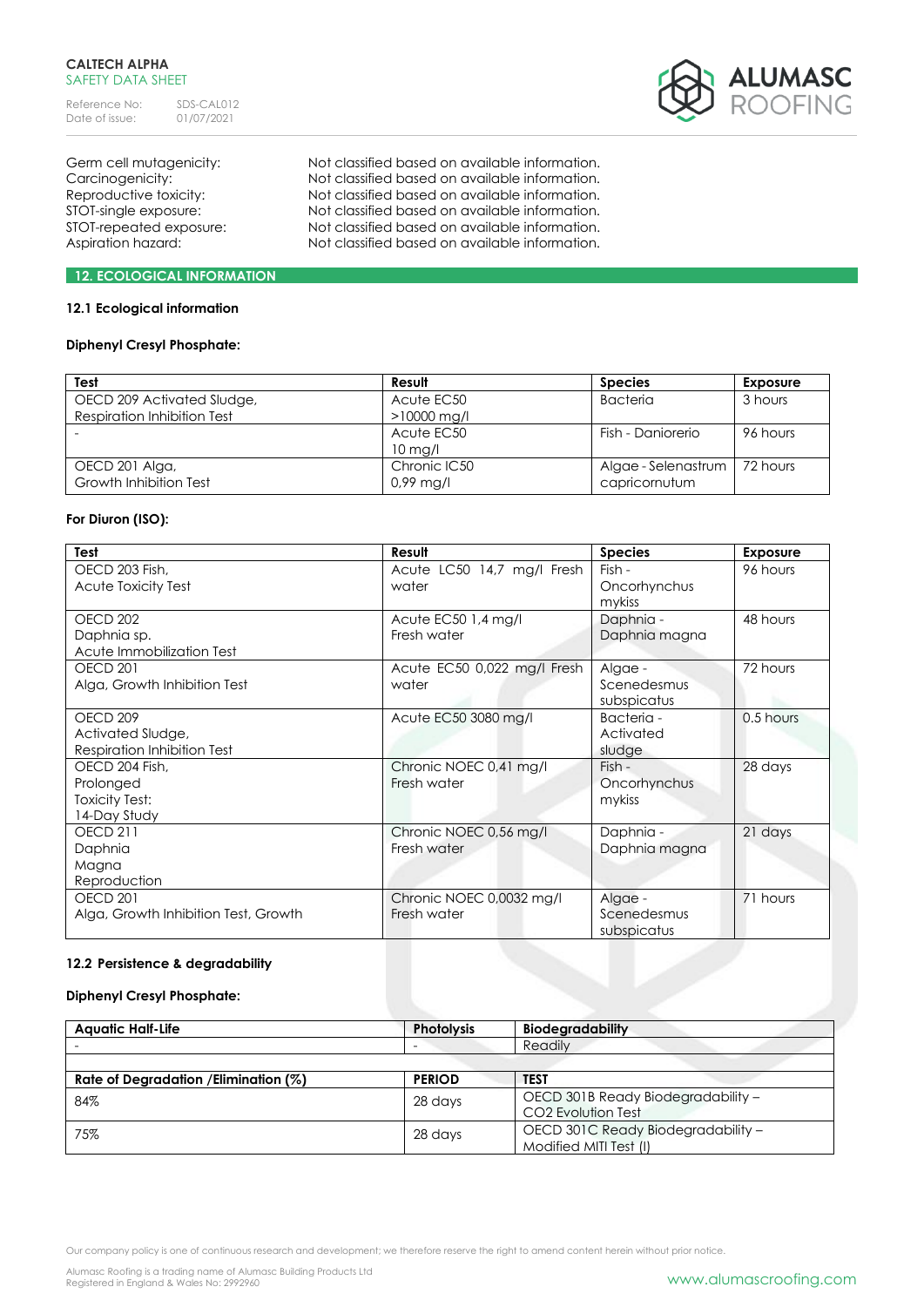| | |
|---|---|
| Germ cell mutagenicity: | Not classified based on available information. |
| Carcinogenicity: | Not classified based on available information. |
| Reproductive toxicity: | Not classified based on available information. |
| STOT-single exposure: | Not classified based on available information. |
| STOT-repeated exposure: | Not classified based on available information. |
| Aspiration hazard: | Not classified based on available information. |

## 12. ECOLOGICAL INFORMATION

### 12.1 Ecological information

**Diphenyl Cresyl Phosphate:**

| Test | Result | Species | Exposure |
|---|---|---|---|
| OECD 209 Activated Sludge, Respiration Inhibition Test | Acute EC50 >10000 mg/l | Bacteria | 3 hours |
| - | Acute EC50 10 mg/l | Fish - Daniorerio | 96 hours |
| OECD 201 Alga, Growth Inhibition Test | Chronic IC50 0,99 mg/l | Algae - Selenastrum capricornutum | 72 hours |

**For Diuron (ISO):**

| Test | Result | Species | Exposure |
|---|---|---|---|
| OECD 203 Fish, Acute Toxicity Test | Acute LC50 14,7 mg/l Fresh water | Fish - Oncorhynchus mykiss | 96 hours |
| OECD 202 Daphnia sp. Acute Immobilization Test | Acute EC50 1,4 mg/l Fresh water | Daphnia - Daphnia magna | 48 hours |
| OECD 201 Alga, Growth Inhibition Test | Acute EC50 0,022 mg/l Fresh water | Algae - Scenedesmus subspicatus | 72 hours |
| OECD 209 Activated Sludge, Respiration Inhibition Test | Acute EC50 3080 mg/l | Bacteria - Activated sludge | 0.5 hours |
| OECD 204 Fish, Prolonged Toxicity Test: 14-Day Study | Chronic NOEC 0,41 mg/l Fresh water | Fish - Oncorhynchus mykiss | 28 days |
| OECD 211 Daphnia Magna Reproduction | Chronic NOEC 0,56 mg/l Fresh water | Daphnia - Daphnia magna | 21 days |
| OECD 201 Alga, Growth Inhibition Test, Growth | Chronic NOEC 0,0032 mg/l Fresh water | Algae - Scenedesmus subspicatus | 71 hours |

### 12.2 Persistence & degradability

**Diphenyl Cresyl Phosphate:**

| Aquatic Half-Life | Photolysis | Biodegradability |
|---|---|---|
| - | - | Readily |
| | | |
| **Rate of Degradation /Elimination (%)** | **PERIOD** | **TEST** |
| 84% | 28 days | OECD 301B Ready Biodegradability – $CO_2$ Evolution Test |
| 75% | 28 days | OECD 301C Ready Biodegradability – Modified MITI Test (I) |

Our company policy is one of continuous research and development; we therefore reserve the right to amend content herein without prior notice.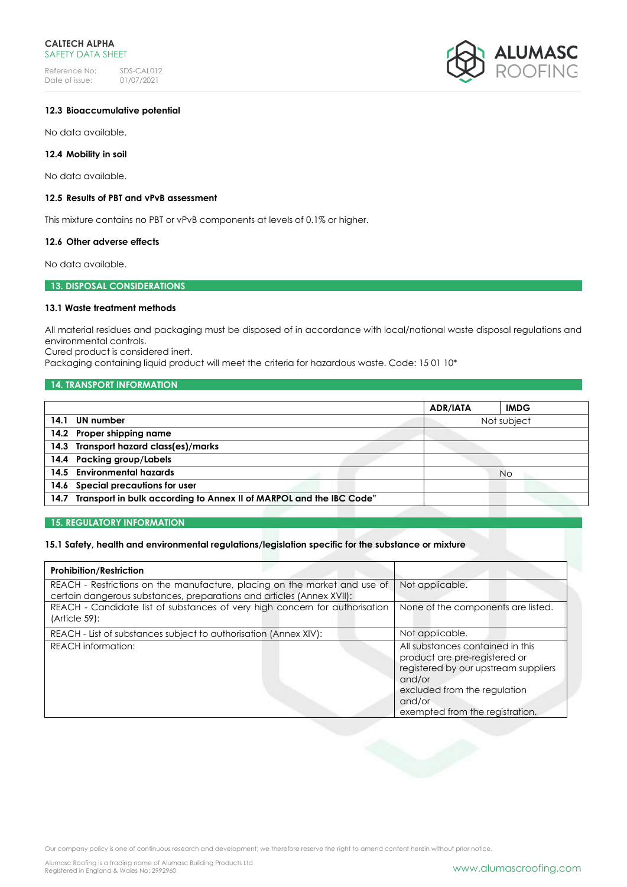### 12.3 Bioaccumulative potential

No data available.

### 12.4 Mobility in soil

No data available.

### 12.5 Results of PBT and vPvB assessment

This mixture contains no PBT or vPvB components at levels of 0.1% or higher.

### 12.6 Other adverse effects

No data available.

## 13. DISPOSAL CONSIDERATIONS

### 13.1 Waste treatment methods

All material residues and packaging must be disposed of in accordance with local/national waste disposal regulations and environmental controls.
Cured product is considered inert.
Packaging containing liquid product will meet the criteria for hazardous waste. Code: 15 01 10*

## 14. TRANSPORT INFORMATION

| | ADR/IATA | IMDG |
|---|---|---|
| **14.1 UN number** | Not subject | |
| **14.2 Proper shipping name** | | |
| **14.3 Transport hazard class(es)/marks** | | |
| **14.4 Packing group/Labels** | | |
| **14.5 Environmental hazards** | No | |
| **14.6 Special precautions for user** | | |
| **14.7 Transport in bulk according to Annex II of MARPOL and the IBC Code"** | | |

## 15. REGULATORY INFORMATION

### 15.1 Safety, health and environmental regulations/legislation specific for the substance or mixture

| Prohibition/Restriction | |
|---|---|
| REACH - Restrictions on the manufacture, placing on the market and use of certain dangerous substances, preparations and articles (Annex XVII): | Not applicable. |
| REACH - Candidate list of substances of very high concern for authorisation (Article 59): | None of the components are listed. |
| REACH - List of substances subject to authorisation (Annex XIV): | Not applicable. |
| REACH information: | All substances contained in this product are pre-registered or registered by our upstream suppliers and/or excluded from the regulation and/or exempted from the registration. |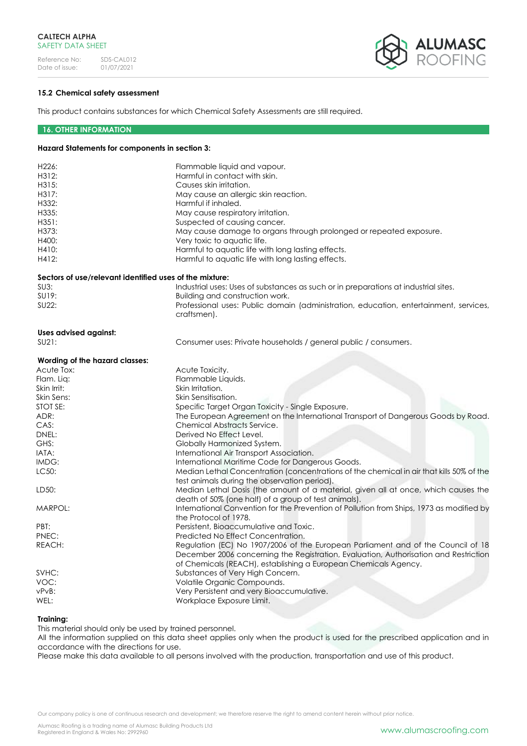## 15.2 Chemical safety assessment

This product contains substances for which Chemical Safety Assessments are still required.

## 16. OTHER INFORMATION

**Hazard Statements for components in section 3:**

| | |
|---|---|
| H226: | Flammable liquid and vapour. |
| H312: | Harmful in contact with skin. |
| H315: | Causes skin irritation. |
| H317: | May cause an allergic skin reaction. |
| H332: | Harmful if inhaled. |
| H335: | May cause respiratory irritation. |
| H351: | Suspected of causing cancer. |
| H373: | May cause damage to organs through prolonged or repeated exposure. |
| H400: | Very toxic to aquatic life. |
| H410: | Harmful to aquatic life with long lasting effects. |
| H412: | Harmful to aquatic life with long lasting effects. |

**Sectors of use/relevant identified uses of the mixture:**

| | |
|---|---|
| SU3: | Industrial uses: Uses of substances as such or in preparations at industrial sites. |
| SU19: | Building and construction work. |
| SU22: | Professional uses: Public domain (administration, education, entertainment, services, craftsmen). |

**Uses advised against:**

| | |
|---|---|
| SU21: | Consumer uses: Private households / general public / consumers. |

**Wording of the hazard classes:**

| | |
|---|---|
| Acute Tox: | Acute Toxicity. |
| Flam. Liq: | Flammable Liquids. |
| Skin Irrit: | Skin Irritation. |
| Skin Sens: | Skin Sensitisation. |
| STOT SE: | Specific Target Organ Toxicity - Single Exposure. |
| ADR: | The European Agreement on the International Transport of Dangerous Goods by Road. |
| CAS: | Chemical Abstracts Service. |
| DNEL: | Derived No Effect Level. |
| GHS: | Globally Harmonized System. |
| IATA: | International Air Transport Association. |
| IMDG: | International Maritime Code for Dangerous Goods. |
| LC50: | Median Lethal Concentration (concentrations of the chemical in air that kills 50% of the test animals during the observation period). |
| LD50: | Median Lethal Dosis (the amount of a material, given all at once, which causes the death of 50% (one half) of a group of test animals). |
| MARPOL: | International Convention for the Prevention of Pollution from Ships, 1973 as modified by the Protocol of 1978. |
| PBT: | Persistent, Bioaccumulative and Toxic. |
| PNEC: | Predicted No Effect Concentration. |
| REACH: | Regulation (EC) No 1907/2006 of the European Parliament and of the Council of 18 December 2006 concerning the Registration, Evaluation, Authorisation and Restriction of Chemicals (REACH), establishing a European Chemicals Agency. |
| SVHC: | Substances of Very High Concern. |
| VOC: | Volatile Organic Compounds. |
| vPvB: | Very Persistent and very Bioaccumulative. |
| WEL: | Workplace Exposure Limit. |

**Training:**

This material should only be used by trained personnel.
All the information supplied on this data sheet applies only when the product is used for the prescribed application and in accordance with the directions for use.
Please make this data available to all persons involved with the production, transportation and use of this product.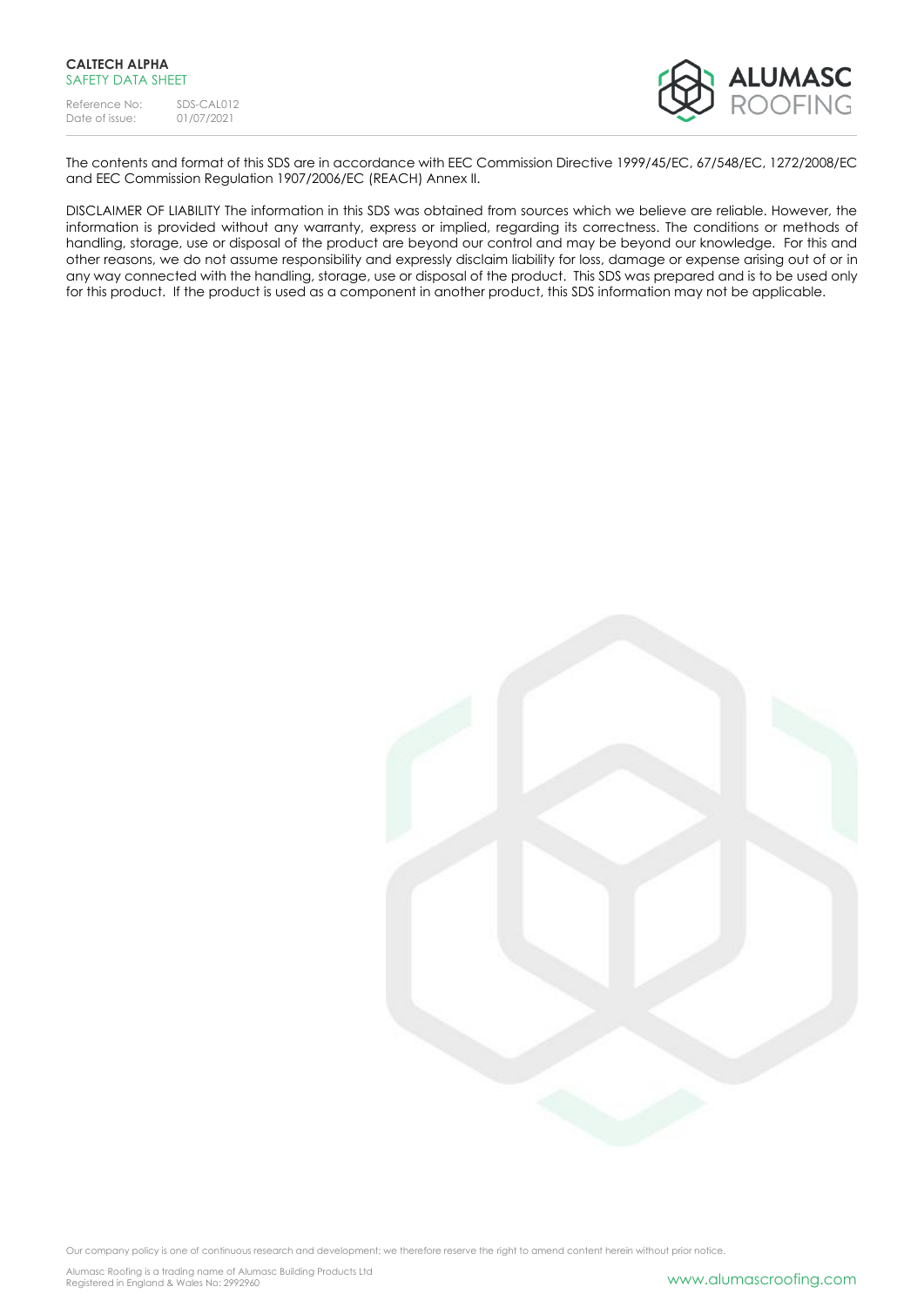The contents and format of this SDS are in accordance with EEC Commission Directive 1999/45/EC, 67/548/EC, 1272/2008/EC and EEC Commission Regulation 1907/2006/EC (REACH) Annex II.

DISCLAIMER OF LIABILITY The information in this SDS was obtained from sources which we believe are reliable. However, the information is provided without any warranty, express or implied, regarding its correctness. The conditions or methods of handling, storage, use or disposal of the product are beyond our control and may be beyond our knowledge. For this and other reasons, we do not assume responsibility and expressly disclaim liability for loss, damage or expense arising out of or in any way connected with the handling, storage, use or disposal of the product. This SDS was prepared and is to be used only for this product. If the product is used as a component in another product, this SDS information may not be applicable.